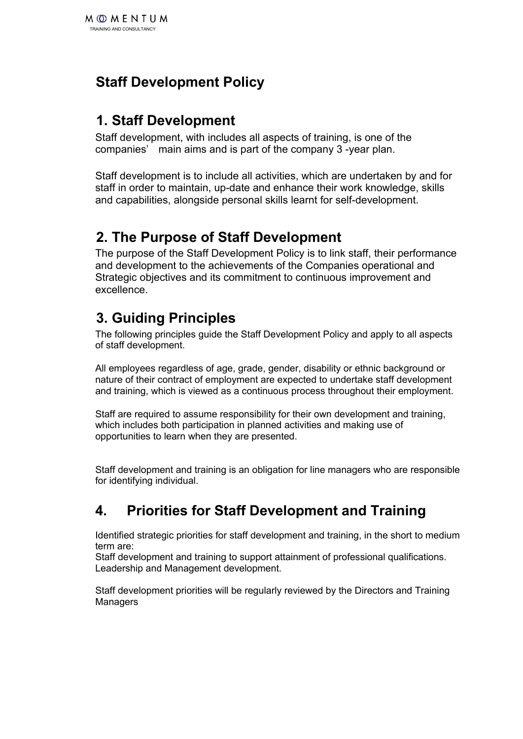# Staff Development Policy

## 1. Staff Development

Staff development, with includes all aspects of training, is one of the companies' main aims and is part of the company 3 -year plan.

Staff development is to include all activities, which are undertaken by and for staff in order to maintain, up-date and enhance their work knowledge, skills and capabilities, alongside personal skills learnt for self-development.

## 2. The Purpose of Staff Development

The purpose of the Staff Development Policy is to link staff, their performance and development to the achievements of the Companies operational and Strategic objectives and its commitment to continuous improvement and excellence.

## 3. Guiding Principles

The following principles guide the Staff Development Policy and apply to all aspects of staff development.

All employees regardless of age, grade, gender, disability or ethnic background or nature of their contract of employment are expected to undertake staff development and training, which is viewed as a continuous process throughout their employment.

Staff are required to assume responsibility for their own development and training, which includes both participation in planned activities and making use of opportunities to learn when they are presented.

Staff development and training is an obligation for line managers who are responsible for identifying individual.

## 4. Priorities for Staff Development and Training

Identified strategic priorities for staff development and training, in the short to medium term are:
Staff development and training to support attainment of professional qualifications.
Leadership and Management development.

Staff development priorities will be regularly reviewed by the Directors and Training Managers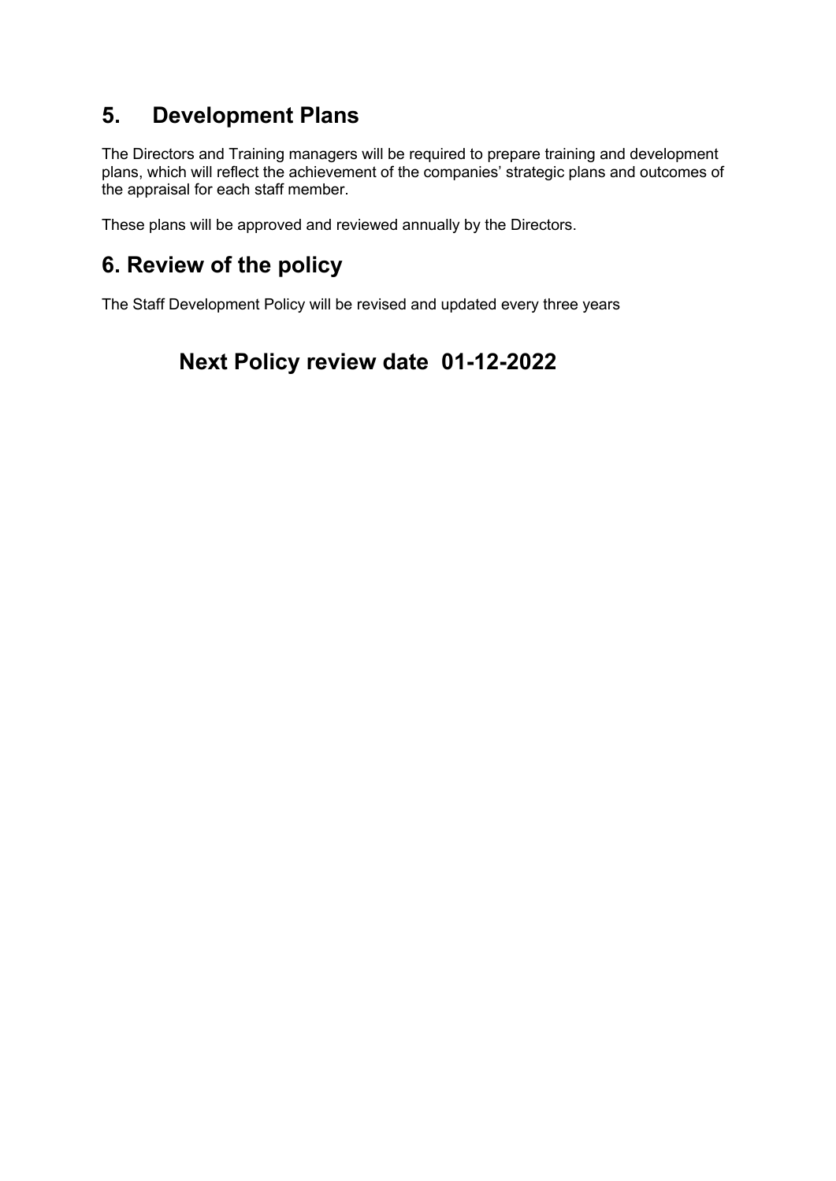## 5. Development Plans

The Directors and Training managers will be required to prepare training and development plans, which will reflect the achievement of the companies' strategic plans and outcomes of the appraisal for each staff member.

These plans will be approved and reviewed annually by the Directors.

## 6. Review of the policy

The Staff Development Policy will be revised and updated every three years

## Next Policy review date 01-12-2022